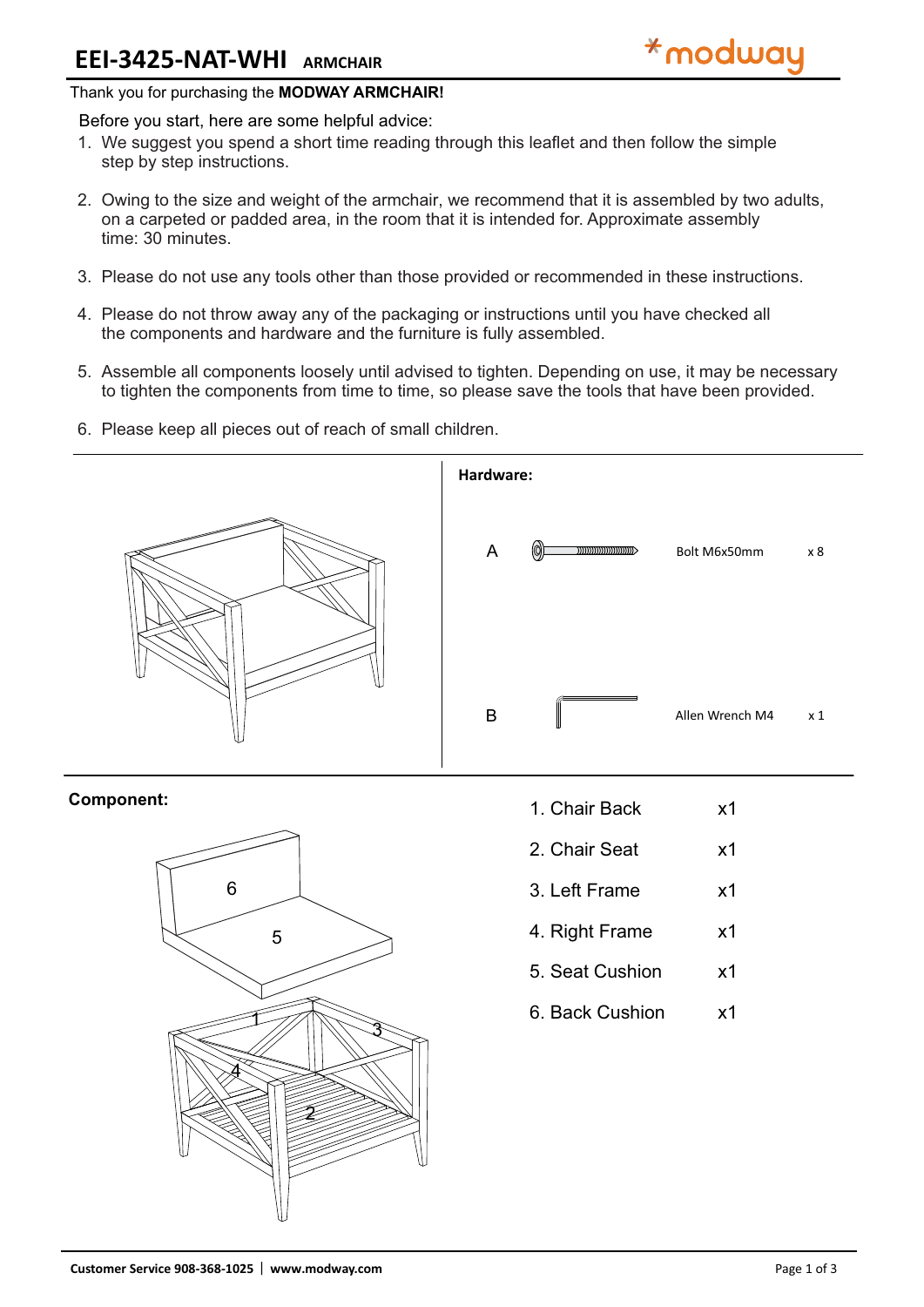# EEI-3425-NAT-WHI ARMCHAIR

modway

Thank you for purchasing the **MODWAY ARMCHAIR!**

Before you start, here are some helpful advice:

1. We suggest you spend a short time reading through this leaflet and then follow the simple step by step instructions.
2. Owing to the size and weight of the armchair, we recommend that it is assembled by two adults, on a carpeted or padded area, in the room that it is intended for. Approximate assembly time: 30 minutes.
3. Please do not use any tools other than those provided or recommended in these instructions.
4. Please do not throw away any of the packaging or instructions until you have checked all the components and hardware and the furniture is fully assembled.
5. Assemble all components loosely until advised to tighten. Depending on use, it may be necessary to tighten the components from time to time, so please save the tools that have been provided.
6. Please keep all pieces out of reach of small children.

**Hardware:**

| | | | |
|---|---|---|---|
| A | Bolt M6x50mm | x 8 |
| B | Allen Wrench M4 | x 1 |

**Component:**

| | |
|---|---|
| 1. Chair Back | x1 |
| 2. Chair Seat | x1 |
| 3. Left Frame | x1 |
| 4. Right Frame | x1 |
| 5. Seat Cushion | x1 |
| 6. Back Cushion | x1 |

Customer Service 908-368-1025 | www.modway.com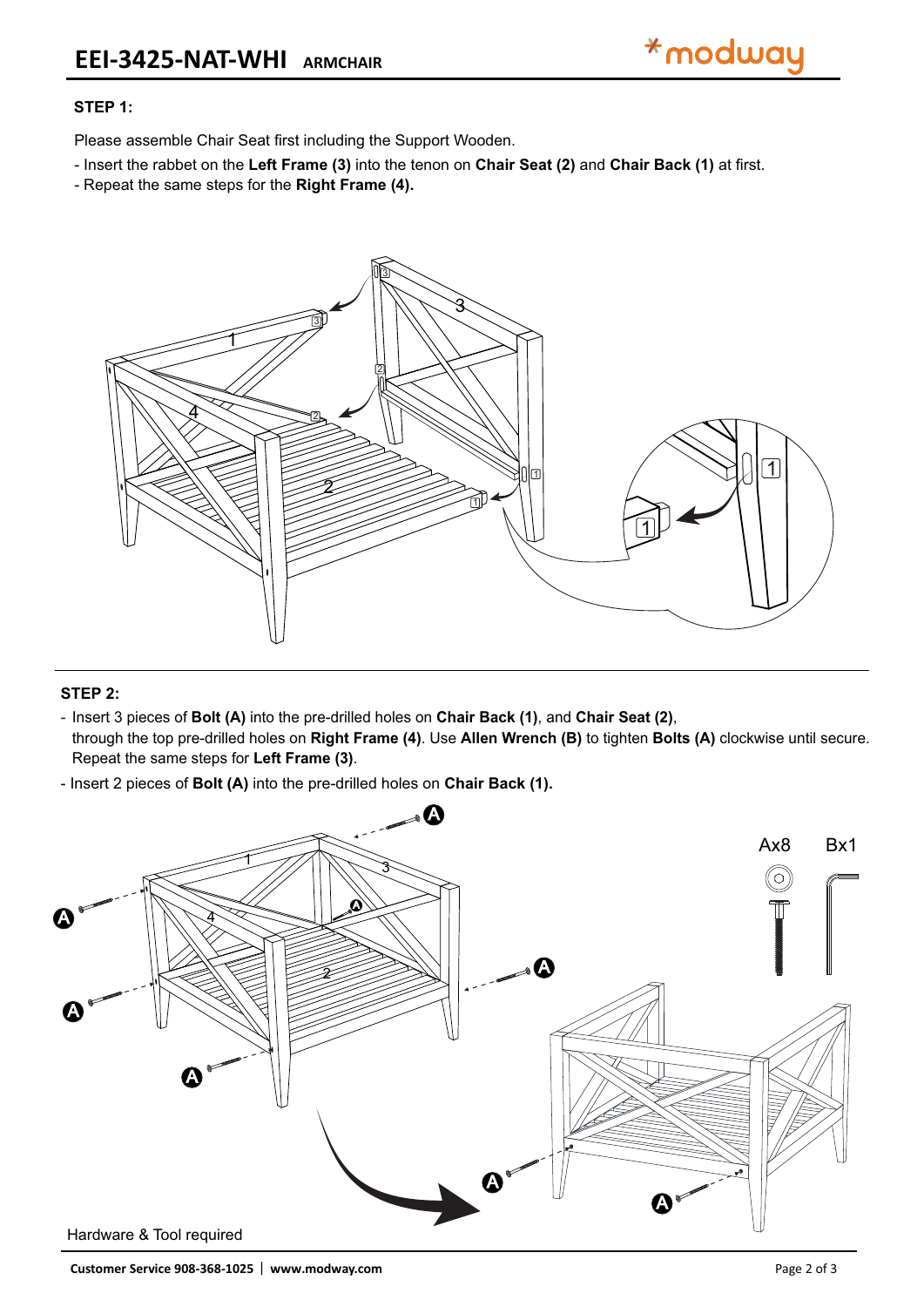### STEP 1:

Please assemble Chair Seat first including the Support Wooden.

- Insert the rabbet on the **Left Frame (3)** into the tenon on **Chair Seat (2)** and **Chair Back (1)** at first.
- Repeat the same steps for the **Right Frame (4).**

### STEP 2:

- Insert 3 pieces of **Bolt (A)** into the pre-drilled holes on **Chair Back (1)**, and **Chair Seat (2)**, through the top pre-drilled holes on **Right Frame (4)**. Use **Allen Wrench (B)** to tighten **Bolts (A)** clockwise until secure. Repeat the same steps for **Left Frame (3)**.
- Insert 2 pieces of **Bolt (A)** into the pre-drilled holes on **Chair Back (1).**

Ax8 Bx1

Hardware & Tool required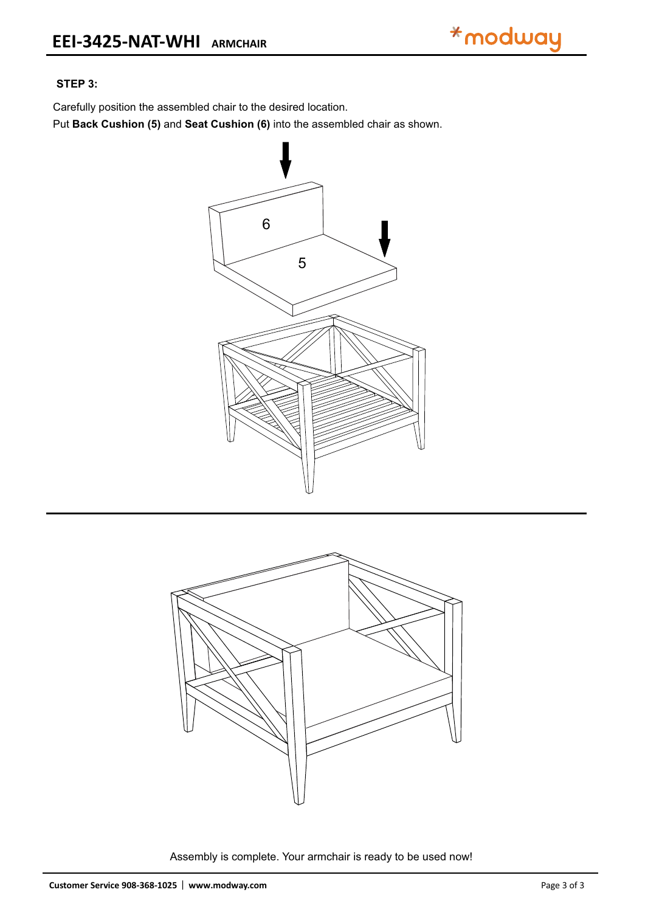# EEI-3425-NAT-WHI ARMCHAIR

**STEP 3:**

Carefully position the assembled chair to the desired location.

Put **Back Cushion (5)** and **Seat Cushion (6)** into the assembled chair as shown.

6

5

Assembly is complete. Your armchair is ready to be used now!

**Customer Service 908-368-1025 | www.modway.com**